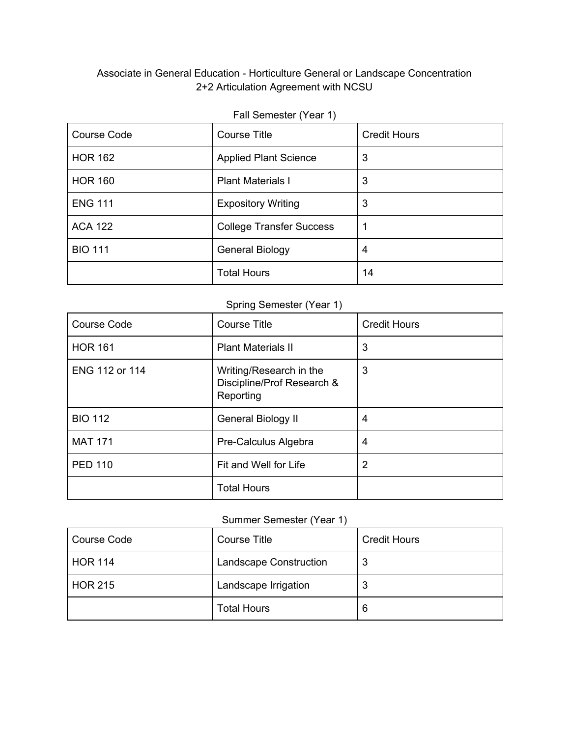# Associate in General Education - Horticulture General or Landscape Concentration
## 2+2 Articulation Agreement with NCSU

### Fall Semester (Year 1)

| Course Code | Course Title | Credit Hours |
|---|---|---|
| HOR 162 | Applied Plant Science | 3 |
| HOR 160 | Plant Materials I | 3 |
| ENG 111 | Expository Writing | 3 |
| ACA 122 | College Transfer Success | 1 |
| BIO 111 | General Biology | 4 |
| | Total Hours | 14 |

### Spring Semester (Year 1)

| Course Code | Course Title | Credit Hours |
|---|---|---|
| HOR 161 | Plant Materials II | 3 |
| ENG 112 or 114 | Writing/Research in the Discipline/Prof Research & Reporting | 3 |
| BIO 112 | General Biology II | 4 |
| MAT 171 | Pre-Calculus Algebra | 4 |
| PED 110 | Fit and Well for Life | 2 |
| | Total Hours | |

### Summer Semester (Year 1)

| Course Code | Course Title | Credit Hours |
|---|---|---|
| HOR 114 | Landscape Construction | 3 |
| HOR 215 | Landscape Irrigation | 3 |
| | Total Hours | 6 |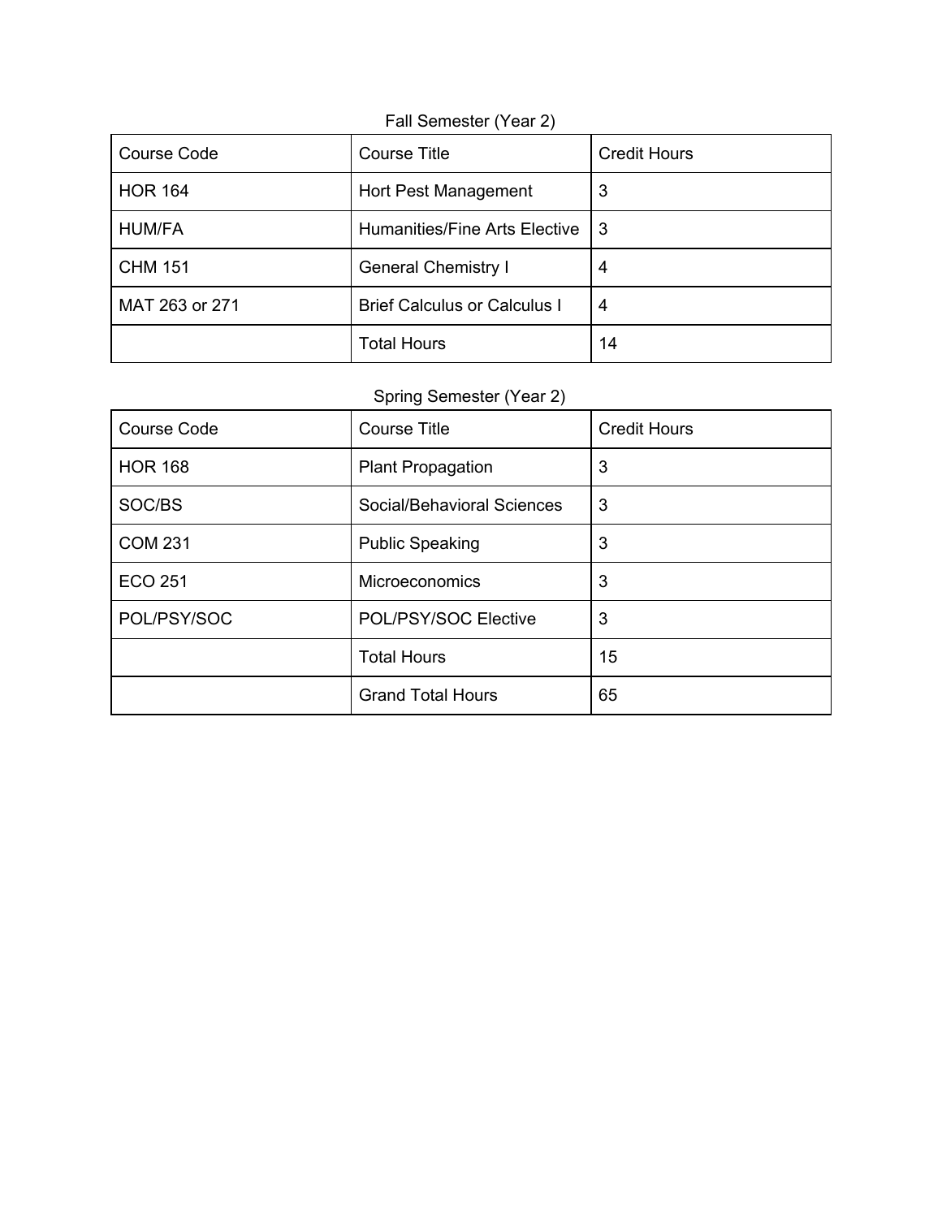Fall Semester (Year 2)

| Course Code | Course Title | Credit Hours |
| --- | --- | --- |
| HOR 164 | Hort Pest Management | 3 |
| HUM/FA | Humanities/Fine Arts Elective | 3 |
| CHM 151 | General Chemistry I | 4 |
| MAT 263 or 271 | Brief Calculus or Calculus I | 4 |
| | Total Hours | 14 |

Spring Semester (Year 2)

| Course Code | Course Title | Credit Hours |
| --- | --- | --- |
| HOR 168 | Plant Propagation | 3 |
| SOC/BS | Social/Behavioral Sciences | 3 |
| COM 231 | Public Speaking | 3 |
| ECO 251 | Microeconomics | 3 |
| POL/PSY/SOC | POL/PSY/SOC Elective | 3 |
| | Total Hours | 15 |
| | Grand Total Hours | 65 |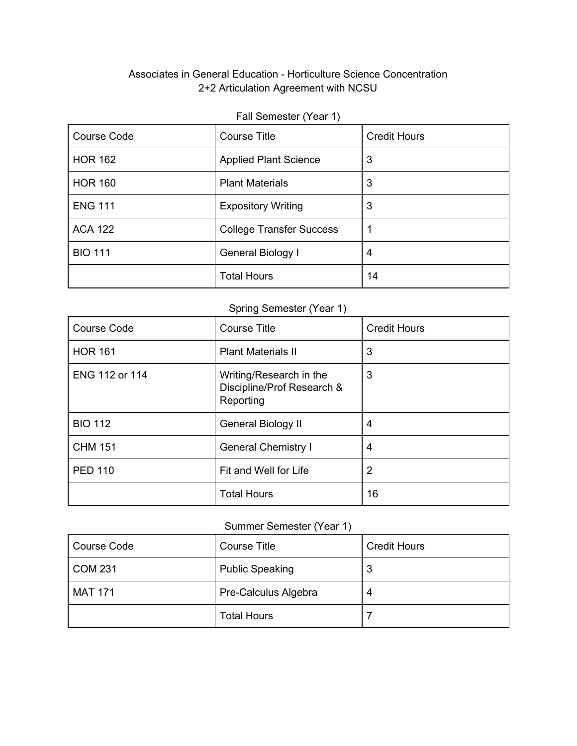# Associates in General Education - Horticulture Science Concentration
## 2+2 Articulation Agreement with NCSU

### Fall Semester (Year 1)

| Course Code | Course Title | Credit Hours |
|---|---|---|
| HOR 162 | Applied Plant Science | 3 |
| HOR 160 | Plant Materials | 3 |
| ENG 111 | Expository Writing | 3 |
| ACA 122 | College Transfer Success | 1 |
| BIO 111 | General Biology I | 4 |
| | Total Hours | 14 |

### Spring Semester (Year 1)

| Course Code | Course Title | Credit Hours |
|---|---|---|
| HOR 161 | Plant Materials II | 3 |
| ENG 112 or 114 | Writing/Research in the Discipline/Prof Research & Reporting | 3 |
| BIO 112 | General Biology II | 4 |
| CHM 151 | General Chemistry I | 4 |
| PED 110 | Fit and Well for Life | 2 |
| | Total Hours | 16 |

### Summer Semester (Year 1)

| Course Code | Course Title | Credit Hours |
|---|---|---|
| COM 231 | Public Speaking | 3 |
| MAT 171 | Pre-Calculus Algebra | 4 |
| | Total Hours | 7 |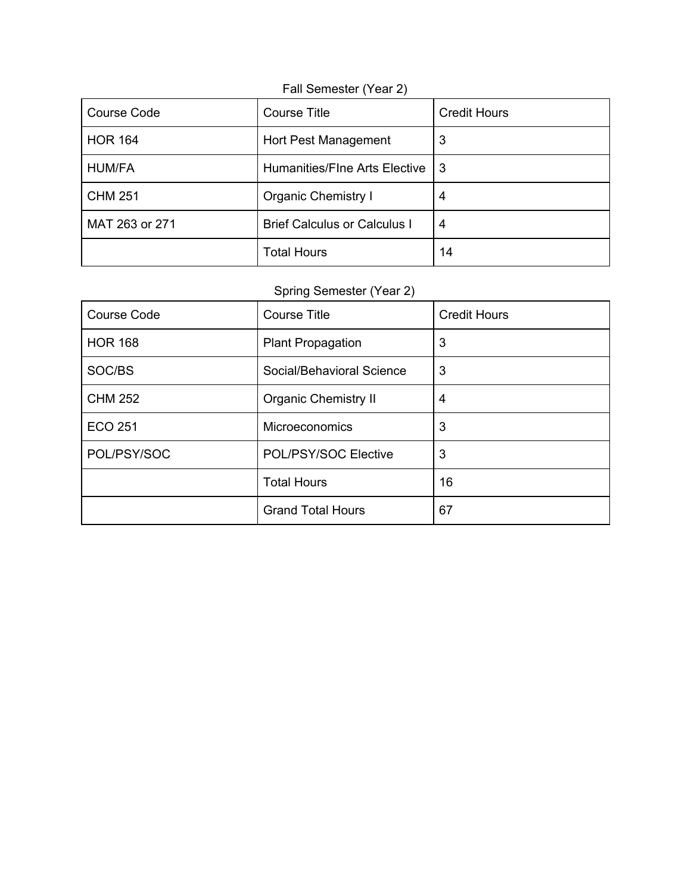Fall Semester (Year 2)

| Course Code | Course Title | Credit Hours |
| --- | --- | --- |
| HOR 164 | Hort Pest Management | 3 |
| HUM/FA | Humanities/FIne Arts Elective | 3 |
| CHM 251 | Organic Chemistry I | 4 |
| MAT 263 or 271 | Brief Calculus or Calculus I | 4 |
| | Total Hours | 14 |

Spring Semester (Year 2)

| Course Code | Course Title | Credit Hours |
| --- | --- | --- |
| HOR 168 | Plant Propagation | 3 |
| SOC/BS | Social/Behavioral Science | 3 |
| CHM 252 | Organic Chemistry II | 4 |
| ECO 251 | Microeconomics | 3 |
| POL/PSY/SOC | POL/PSY/SOC Elective | 3 |
| | Total Hours | 16 |
| | Grand Total Hours | 67 |